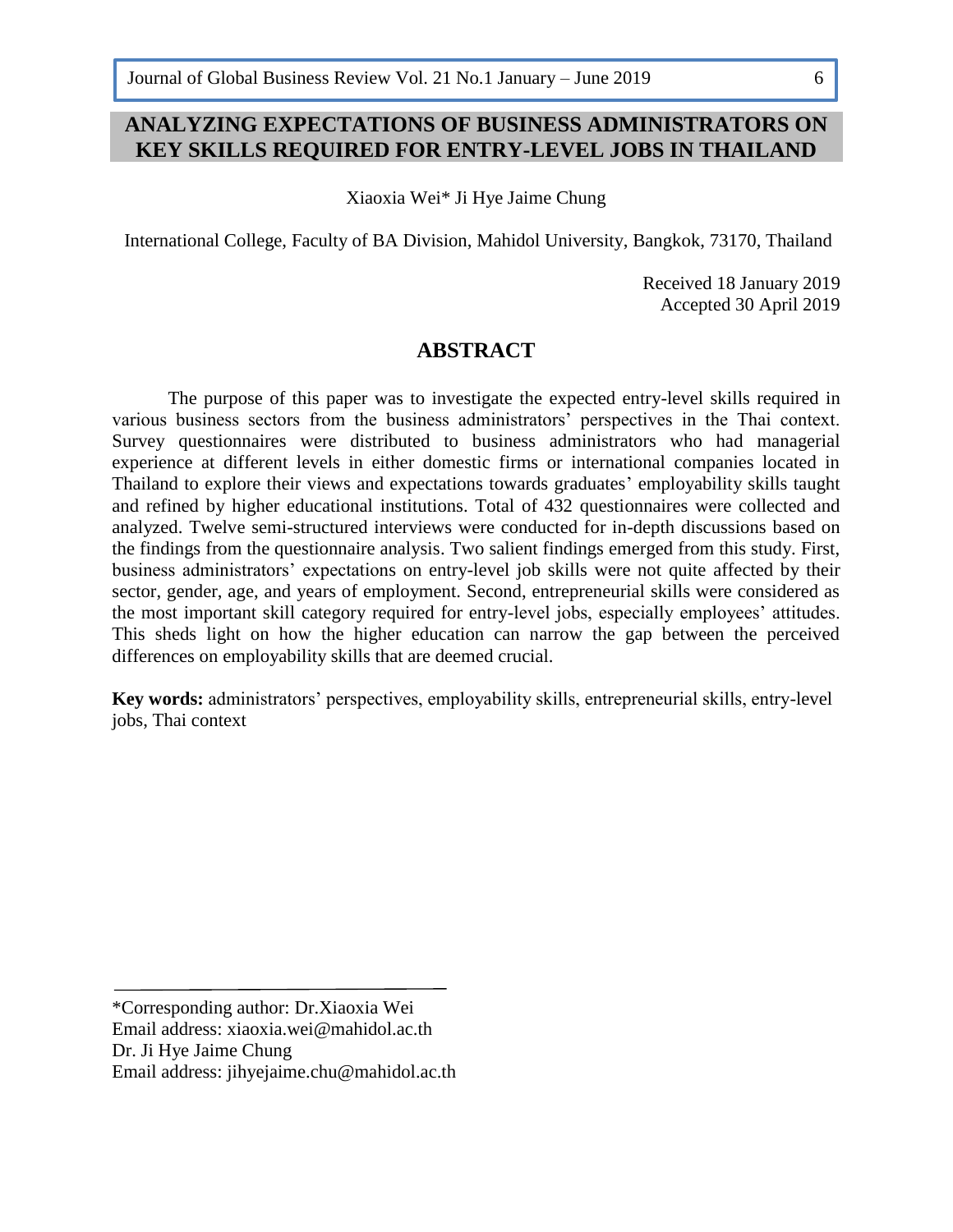# ANALYZING EXPECTATIONS OF BUSINESS ADMINISTRATORS ON KEY SKILLS REQUIRED FOR ENTRY-LEVEL JOBS IN THAILAND

Xiaoxia Wei* Ji Hye Jaime Chung

International College, Faculty of BA Division, Mahidol University, Bangkok, 73170, Thailand

Received 18 January 2019
Accepted 30 April 2019

## ABSTRACT

The purpose of this paper was to investigate the expected entry-level skills required in various business sectors from the business administrators' perspectives in the Thai context. Survey questionnaires were distributed to business administrators who had managerial experience at different levels in either domestic firms or international companies located in Thailand to explore their views and expectations towards graduates' employability skills taught and refined by higher educational institutions. Total of 432 questionnaires were collected and analyzed. Twelve semi-structured interviews were conducted for in-depth discussions based on the findings from the questionnaire analysis. Two salient findings emerged from this study. First, business administrators' expectations on entry-level job skills were not quite affected by their sector, gender, age, and years of employment. Second, entrepreneurial skills were considered as the most important skill category required for entry-level jobs, especially employees' attitudes. This sheds light on how the higher education can narrow the gap between the perceived differences on employability skills that are deemed crucial.

**Key words:** administrators' perspectives, employability skills, entrepreneurial skills, entry-level jobs, Thai context

---

*Corresponding author: Dr.Xiaoxia Wei
Email address: xiaoxia.wei@mahidol.ac.th
Dr. Ji Hye Jaime Chung
Email address: jihyejaime.chu@mahidol.ac.th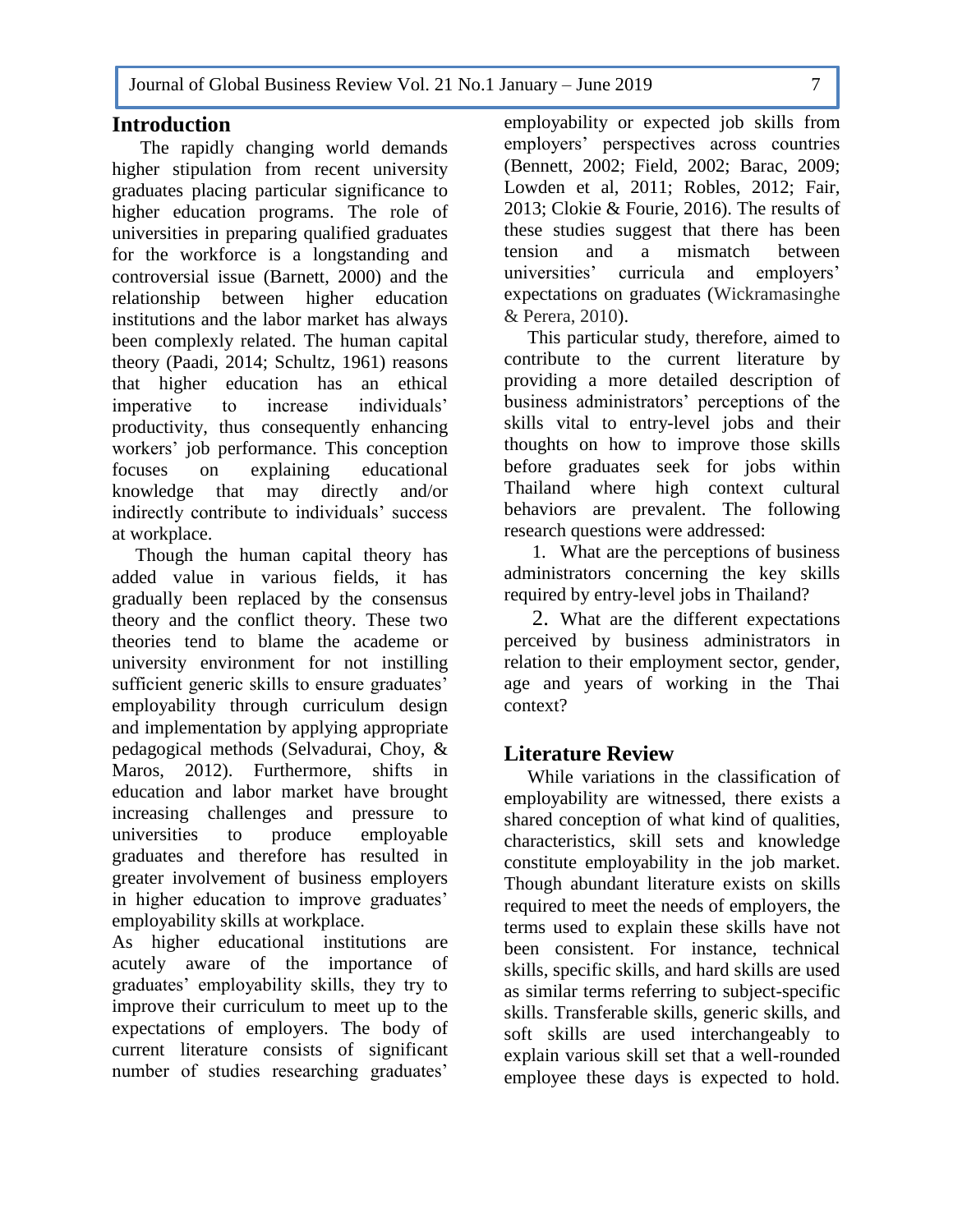## Introduction

The rapidly changing world demands higher stipulation from recent university graduates placing particular significance to higher education programs. The role of universities in preparing qualified graduates for the workforce is a longstanding and controversial issue (Barnett, 2000) and the relationship between higher education institutions and the labor market has always been complexly related. The human capital theory (Paadi, 2014; Schultz, 1961) reasons that higher education has an ethical imperative to increase individuals' productivity, thus consequently enhancing workers' job performance. This conception focuses on explaining educational knowledge that may directly and/or indirectly contribute to individuals' success at workplace.

Though the human capital theory has added value in various fields, it has gradually been replaced by the consensus theory and the conflict theory. These two theories tend to blame the academe or university environment for not instilling sufficient generic skills to ensure graduates' employability through curriculum design and implementation by applying appropriate pedagogical methods (Selvadurai, Choy, & Maros, 2012). Furthermore, shifts in education and labor market have brought increasing challenges and pressure to universities to produce employable graduates and therefore has resulted in greater involvement of business employers in higher education to improve graduates' employability skills at workplace.

As higher educational institutions are acutely aware of the importance of graduates' employability skills, they try to improve their curriculum to meet up to the expectations of employers. The body of current literature consists of significant number of studies researching graduates' employability or expected job skills from employers' perspectives across countries (Bennett, 2002; Field, 2002; Barac, 2009; Lowden et al, 2011; Robles, 2012; Fair, 2013; Clokie & Fourie, 2016). The results of these studies suggest that there has been tension and a mismatch between universities' curricula and employers' expectations on graduates (Wickramasinghe & Perera, 2010).

This particular study, therefore, aimed to contribute to the current literature by providing a more detailed description of business administrators' perceptions of the skills vital to entry-level jobs and their thoughts on how to improve those skills before graduates seek for jobs within Thailand where high context cultural behaviors are prevalent. The following research questions were addressed:

1. What are the perceptions of business administrators concerning the key skills required by entry-level jobs in Thailand?

2. What are the different expectations perceived by business administrators in relation to their employment sector, gender, age and years of working in the Thai context?

## Literature Review

While variations in the classification of employability are witnessed, there exists a shared conception of what kind of qualities, characteristics, skill sets and knowledge constitute employability in the job market. Though abundant literature exists on skills required to meet the needs of employers, the terms used to explain these skills have not been consistent. For instance, technical skills, specific skills, and hard skills are used as similar terms referring to subject-specific skills. Transferable skills, generic skills, and soft skills are used interchangeably to explain various skill set that a well-rounded employee these days is expected to hold.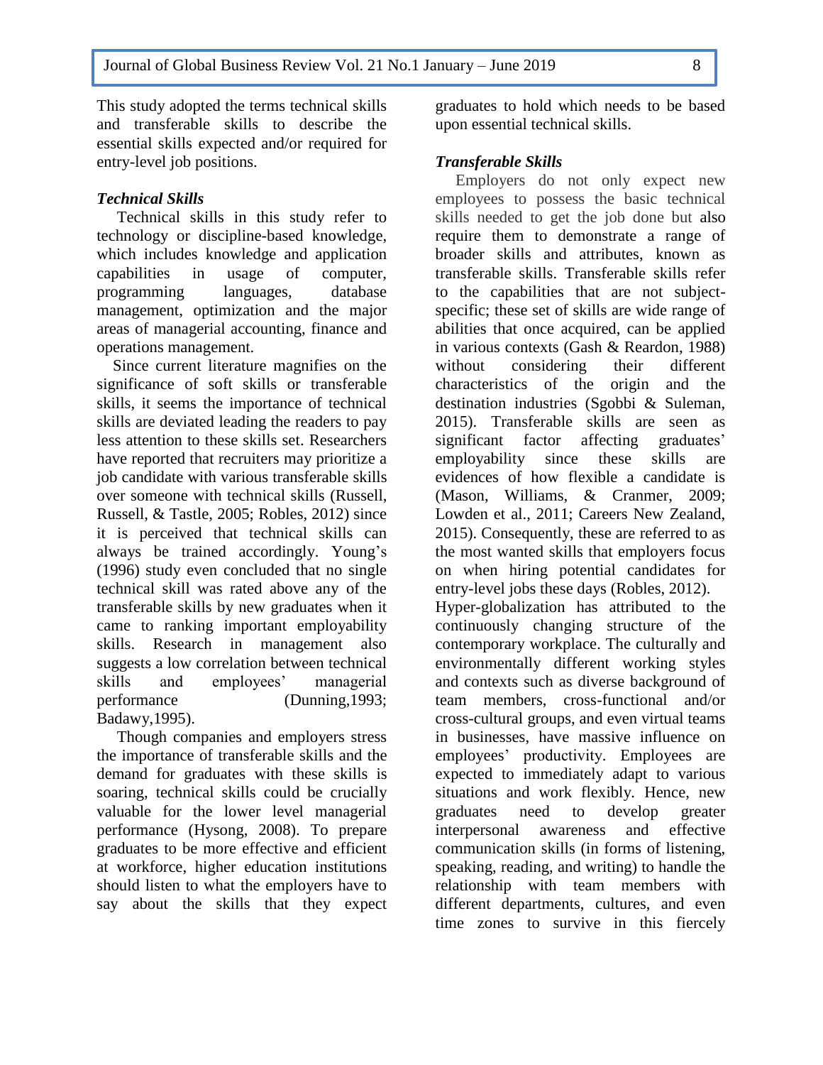This study adopted the terms technical skills and transferable skills to describe the essential skills expected and/or required for entry-level job positions.

### *Technical Skills*

Technical skills in this study refer to technology or discipline-based knowledge, which includes knowledge and application capabilities in usage of computer, programming languages, database management, optimization and the major areas of managerial accounting, finance and operations management.

Since current literature magnifies on the significance of soft skills or transferable skills, it seems the importance of technical skills are deviated leading the readers to pay less attention to these skills set. Researchers have reported that recruiters may prioritize a job candidate with various transferable skills over someone with technical skills (Russell, Russell, & Tastle, 2005; Robles, 2012) since it is perceived that technical skills can always be trained accordingly. Young's (1996) study even concluded that no single technical skill was rated above any of the transferable skills by new graduates when it came to ranking important employability skills. Research in management also suggests a low correlation between technical skills and employees' managerial performance (Dunning,1993; Badawy,1995).

Though companies and employers stress the importance of transferable skills and the demand for graduates with these skills is soaring, technical skills could be crucially valuable for the lower level managerial performance (Hysong, 2008). To prepare graduates to be more effective and efficient at workforce, higher education institutions should listen to what the employers have to say about the skills that they expect graduates to hold which needs to be based upon essential technical skills.

### *Transferable Skills*

Employers do not only expect new employees to possess the basic technical skills needed to get the job done but also require them to demonstrate a range of broader skills and attributes, known as transferable skills. Transferable skills refer to the capabilities that are not subject-specific; these set of skills are wide range of abilities that once acquired, can be applied in various contexts (Gash & Reardon, 1988) without considering their different characteristics of the origin and the destination industries (Sgobbi & Suleman, 2015). Transferable skills are seen as significant factor affecting graduates' employability since these skills are evidences of how flexible a candidate is (Mason, Williams, & Cranmer, 2009; Lowden et al., 2011; Careers New Zealand, 2015). Consequently, these are referred to as the most wanted skills that employers focus on when hiring potential candidates for entry-level jobs these days (Robles, 2012).

Hyper-globalization has attributed to the continuously changing structure of the contemporary workplace. The culturally and environmentally different working styles and contexts such as diverse background of team members, cross-functional and/or cross-cultural groups, and even virtual teams in businesses, have massive influence on employees' productivity. Employees are expected to immediately adapt to various situations and work flexibly. Hence, new graduates need to develop greater interpersonal awareness and effective communication skills (in forms of listening, speaking, reading, and writing) to handle the relationship with team members with different departments, cultures, and even time zones to survive in this fiercely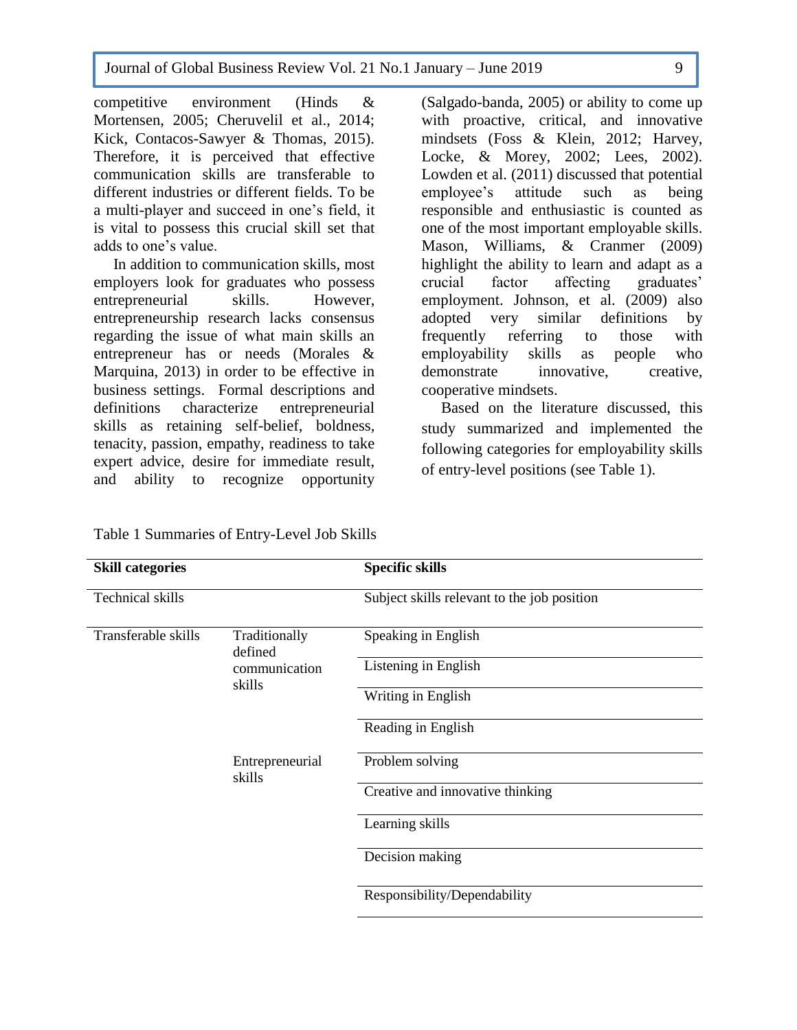competitive environment (Hinds & Mortensen, 2005; Cheruvelil et al., 2014; Kick, Contacos-Sawyer & Thomas, 2015). Therefore, it is perceived that effective communication skills are transferable to different industries or different fields. To be a multi-player and succeed in one's field, it is vital to possess this crucial skill set that adds to one's value.

In addition to communication skills, most employers look for graduates who possess entrepreneurial skills. However, entrepreneurship research lacks consensus regarding the issue of what main skills an entrepreneur has or needs (Morales & Marquina, 2013) in order to be effective in business settings. Formal descriptions and definitions characterize entrepreneurial skills as retaining self-belief, boldness, tenacity, passion, empathy, readiness to take expert advice, desire for immediate result, and ability to recognize opportunity (Salgado-banda, 2005) or ability to come up with proactive, critical, and innovative mindsets (Foss & Klein, 2012; Harvey, Locke, & Morey, 2002; Lees, 2002). Lowden et al. (2011) discussed that potential employee's attitude such as being responsible and enthusiastic is counted as one of the most important employable skills. Mason, Williams, & Cranmer (2009) highlight the ability to learn and adapt as a crucial factor affecting graduates' employment. Johnson, et al. (2009) also adopted very similar definitions by frequently referring to those with employability skills as people who demonstrate innovative, creative, cooperative mindsets.

Based on the literature discussed, this study summarized and implemented the following categories for employability skills of entry-level positions (see Table 1).

Table 1 Summaries of Entry-Level Job Skills

| **Skill categories** | | **Specific skills** |
|---|---|---|
| Technical skills | | Subject skills relevant to the job position |
| Transferable skills | Traditionally defined communication skills | Speaking in English |
| | | Listening in English |
| | | Writing in English |
| | | Reading in English |
| | Entrepreneurial skills | Problem solving |
| | | Creative and innovative thinking |
| | | Learning skills |
| | | Decision making |
| | | Responsibility/Dependability |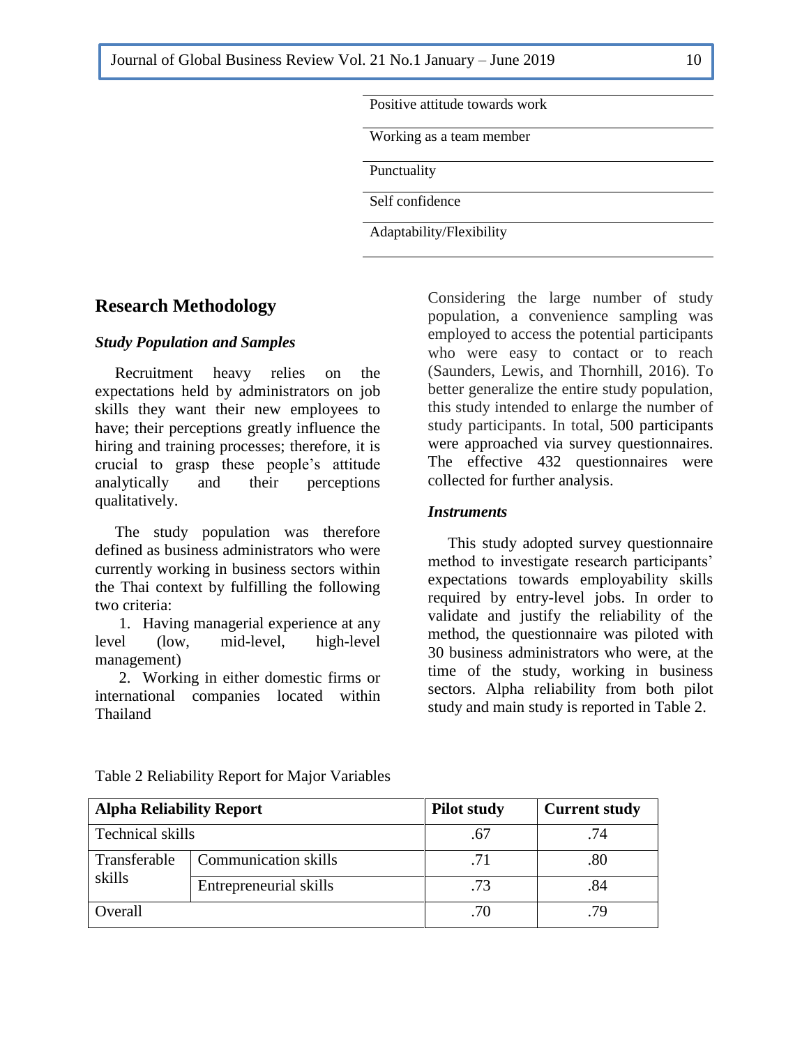| Positive attitude towards work |
|---|
| Working as a team member |
| Punctuality |
| Self confidence |
| Adaptability/Flexibility |

## Research Methodology

### *Study Population and Samples*

Recruitment heavy relies on the expectations held by administrators on job skills they want their new employees to have; their perceptions greatly influence the hiring and training processes; therefore, it is crucial to grasp these people's attitude analytically and their perceptions qualitatively.

The study population was therefore defined as business administrators who were currently working in business sectors within the Thai context by fulfilling the following two criteria:

1. Having managerial experience at any level (low, mid-level, high-level management)
2. Working in either domestic firms or international companies located within Thailand

Considering the large number of study population, a convenience sampling was employed to access the potential participants who were easy to contact or to reach (Saunders, Lewis, and Thornhill, 2016). To better generalize the entire study population, this study intended to enlarge the number of study participants. In total, 500 participants were approached via survey questionnaires. The effective 432 questionnaires were collected for further analysis.

### *Instruments*

This study adopted survey questionnaire method to investigate research participants' expectations towards employability skills required by entry-level jobs. In order to validate and justify the reliability of the method, the questionnaire was piloted with 30 business administrators who were, at the time of the study, working in business sectors. Alpha reliability from both pilot study and main study is reported in Table 2.

Table 2 Reliability Report for Major Variables

| **Alpha Reliability Report** | | **Pilot study** | **Current study** |
|---|---|---|---|
| Technical skills | | .67 | .74 |
| Transferable skills | Communication skills | .71 | .80 |
| | Entrepreneurial skills | .73 | .84 |
| Overall | | .70 | .79 |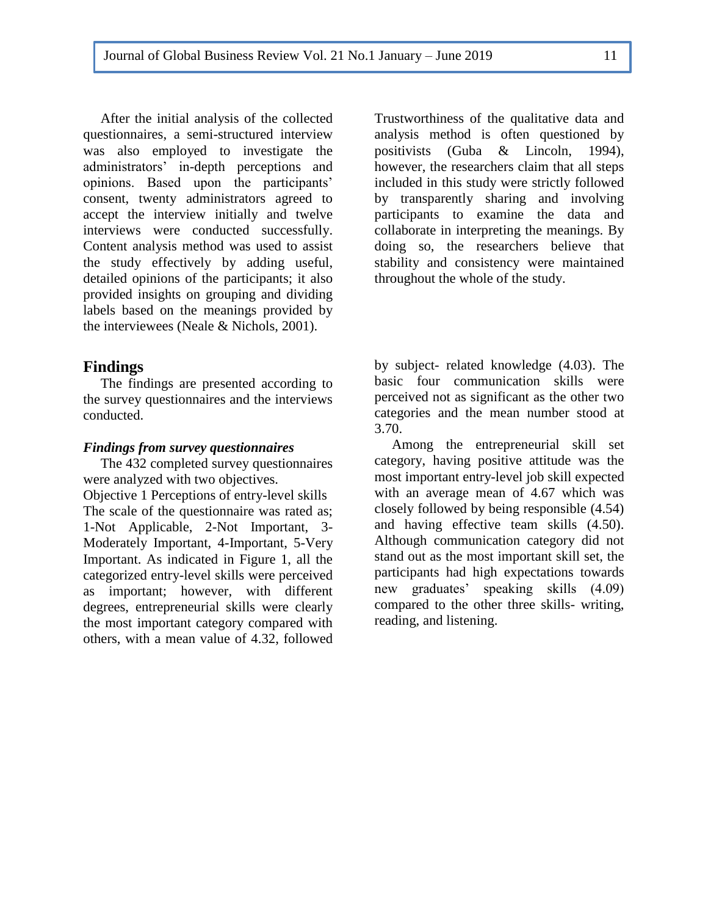After the initial analysis of the collected questionnaires, a semi-structured interview was also employed to investigate the administrators' in-depth perceptions and opinions. Based upon the participants' consent, twenty administrators agreed to accept the interview initially and twelve interviews were conducted successfully. Content analysis method was used to assist the study effectively by adding useful, detailed opinions of the participants; it also provided insights on grouping and dividing labels based on the meanings provided by the interviewees (Neale & Nichols, 2001).

Trustworthiness of the qualitative data and analysis method is often questioned by positivists (Guba & Lincoln, 1994), however, the researchers claim that all steps included in this study were strictly followed by transparently sharing and involving participants to examine the data and collaborate in interpreting the meanings. By doing so, the researchers believe that stability and consistency were maintained throughout the whole of the study.

## Findings

The findings are presented according to the survey questionnaires and the interviews conducted.

### *Findings from survey questionnaires*

The 432 completed survey questionnaires were analyzed with two objectives.

Objective 1 Perceptions of entry-level skills

The scale of the questionnaire was rated as; 1-Not Applicable, 2-Not Important, 3-Moderately Important, 4-Important, 5-Very Important. As indicated in Figure 1, all the categorized entry-level skills were perceived as important; however, with different degrees, entrepreneurial skills were clearly the most important category compared with others, with a mean value of 4.32, followed by subject- related knowledge (4.03). The basic four communication skills were perceived not as significant as the other two categories and the mean number stood at 3.70.

Among the entrepreneurial skill set category, having positive attitude was the most important entry-level job skill expected with an average mean of 4.67 which was closely followed by being responsible (4.54) and having effective team skills (4.50). Although communication category did not stand out as the most important skill set, the participants had high expectations towards new graduates' speaking skills (4.09) compared to the other three skills- writing, reading, and listening.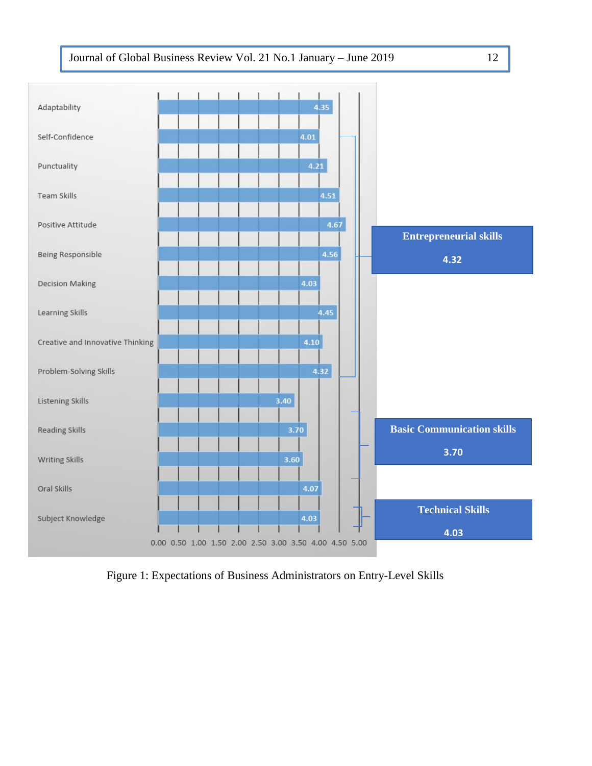| Skill | Mean |
|---|---|
| Adaptability | 4.35 |
| Self-Confidence | 4.01 |
| Punctuality | 4.21 |
| Team Skills | 4.51 |
| Positive Attitude | 4.67 |
| Being Responsible | 4.56 |
| Decision Making | 4.03 |
| Learning Skills | 4.45 |
| Creative and Innovative Thinking | 4.10 |
| Problem-Solving Skills | 4.32 |
| Listening Skills | 3.40 |
| Reading Skills | 3.70 |
| Writing Skills | 3.60 |
| Oral Skills | 4.07 |
| Subject Knowledge | 4.03 |

**Entrepreneurial skills** 4.32

**Basic Communication skills** 3.70

**Technical Skills** 4.03

Figure 1: Expectations of Business Administrators on Entry-Level Skills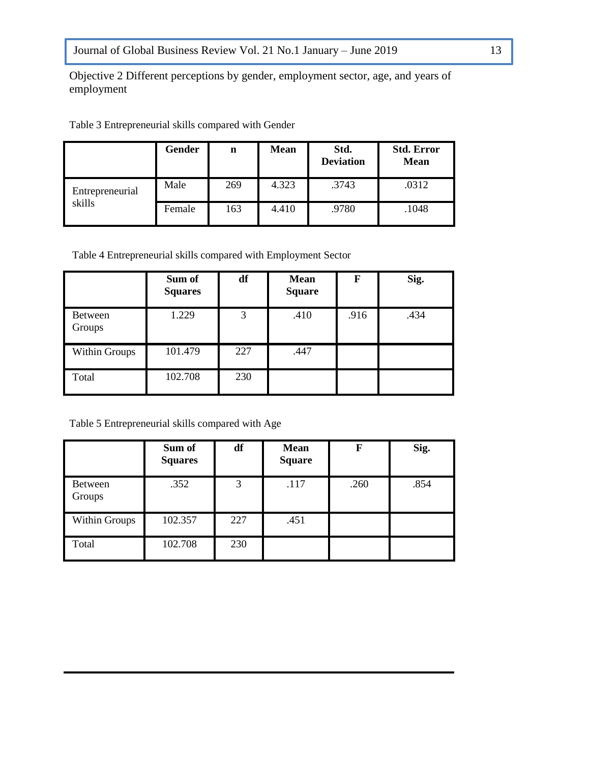Objective 2 Different perceptions by gender, employment sector, age, and years of employment

Table 3 Entrepreneurial skills compared with Gender

| | Gender | n | Mean | Std. Deviation | Std. Error Mean |
|---|---|---|---|---|---|
| Entrepreneurial skills | Male | 269 | 4.323 | .3743 | .0312 |
| | Female | 163 | 4.410 | .9780 | .1048 |

Table 4 Entrepreneurial skills compared with Employment Sector

| | Sum of Squares | df | Mean Square | F | Sig. |
|---|---|---|---|---|---|
| Between Groups | 1.229 | 3 | .410 | .916 | .434 |
| Within Groups | 101.479 | 227 | .447 | | |
| Total | 102.708 | 230 | | | |

Table 5 Entrepreneurial skills compared with Age

| | Sum of Squares | df | Mean Square | F | Sig. |
|---|---|---|---|---|---|
| Between Groups | .352 | 3 | .117 | .260 | .854 |
| Within Groups | 102.357 | 227 | .451 | | |
| Total | 102.708 | 230 | | | |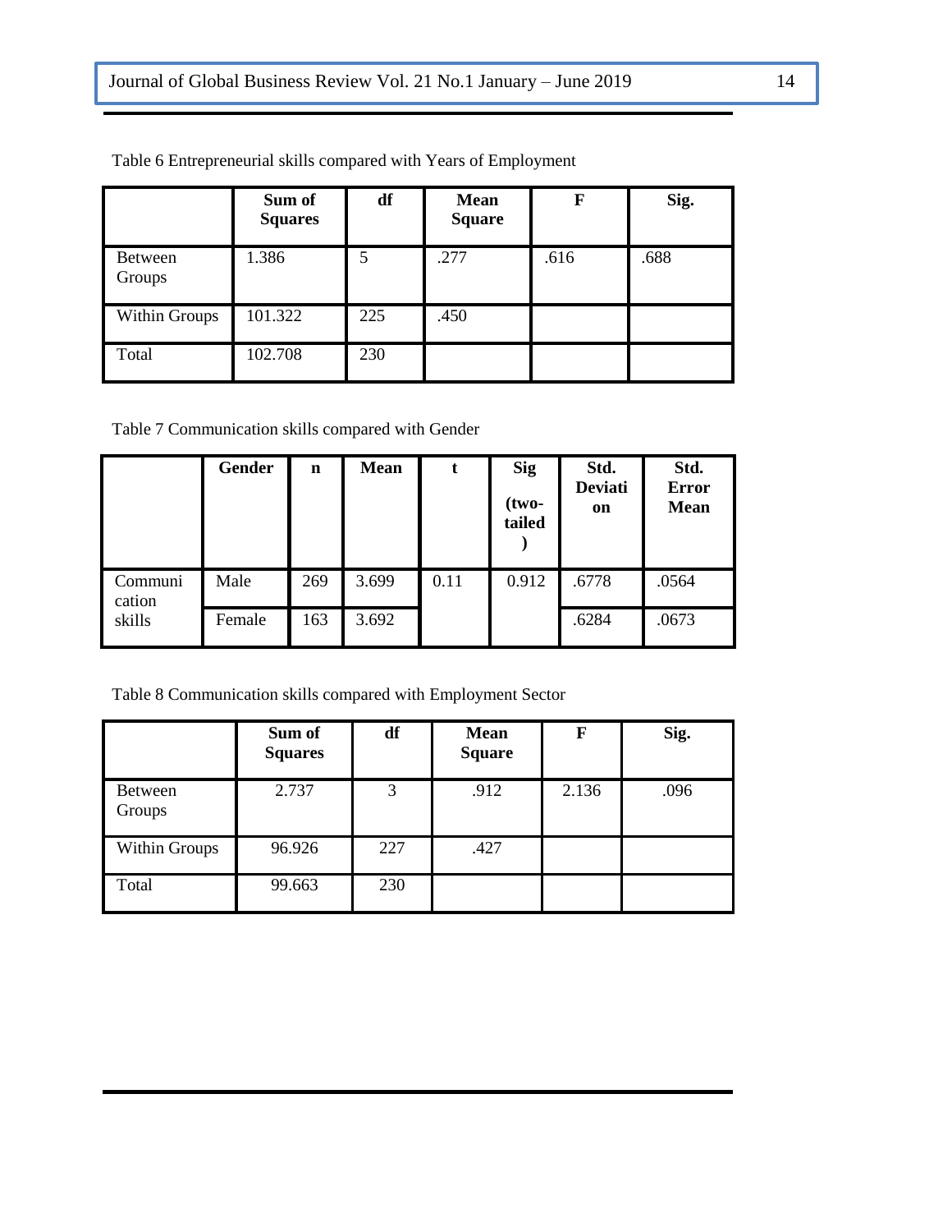Table 6 Entrepreneurial skills compared with Years of Employment

| | Sum of Squares | df | Mean Square | F | Sig. |
|---|---|---|---|---|---|
| Between Groups | 1.386 | 5 | .277 | .616 | .688 |
| Within Groups | 101.322 | 225 | .450 | | |
| Total | 102.708 | 230 | | | |

Table 7 Communication skills compared with Gender

| | Gender | n | Mean | t | Sig (two-tailed) | Std. Deviation | Std. Error Mean |
|---|---|---|---|---|---|---|---|
| Communication skills | Male | 269 | 3.699 | 0.11 | 0.912 | .6778 | .0564 |
| | Female | 163 | 3.692 | | | .6284 | .0673 |

Table 8 Communication skills compared with Employment Sector

| | Sum of Squares | df | Mean Square | F | Sig. |
|---|---|---|---|---|---|
| Between Groups | 2.737 | 3 | .912 | 2.136 | .096 |
| Within Groups | 96.926 | 227 | .427 | | |
| Total | 99.663 | 230 | | | |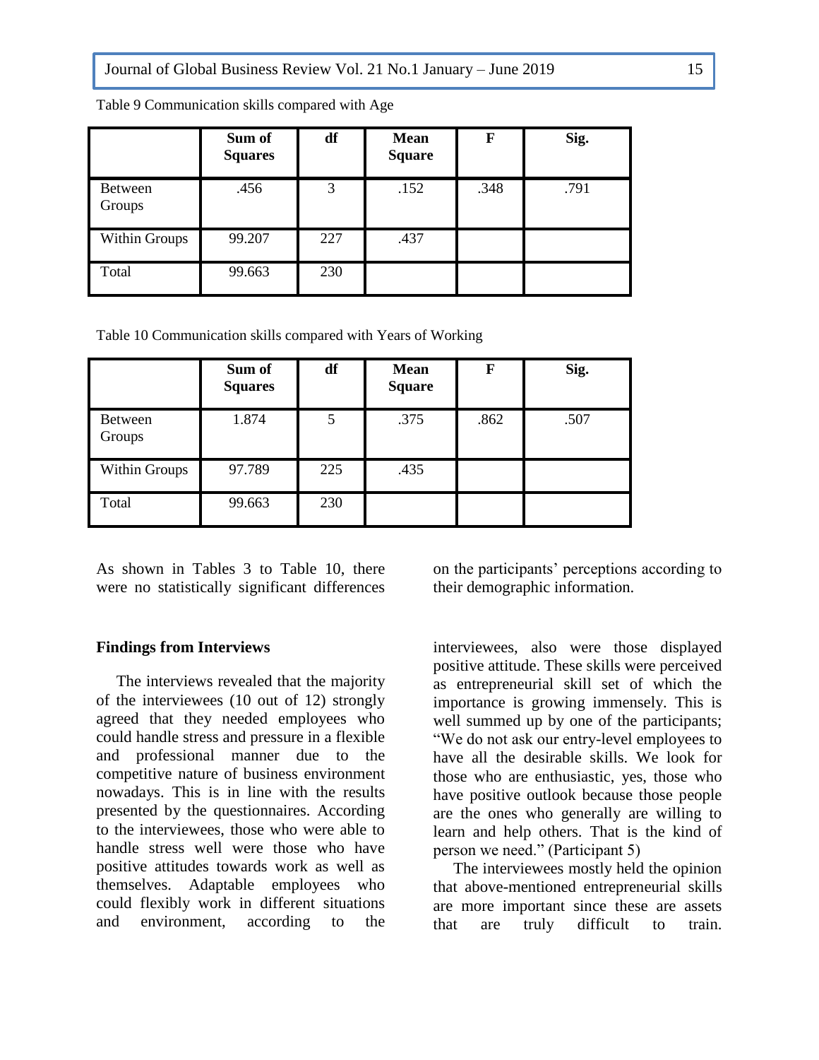Table 9 Communication skills compared with Age

| | Sum of Squares | df | Mean Square | F | Sig. |
|---|---|---|---|---|---|
| Between Groups | .456 | 3 | .152 | .348 | .791 |
| Within Groups | 99.207 | 227 | .437 | | |
| Total | 99.663 | 230 | | | |

Table 10 Communication skills compared with Years of Working

| | Sum of Squares | df | Mean Square | F | Sig. |
|---|---|---|---|---|---|
| Between Groups | 1.874 | 5 | .375 | .862 | .507 |
| Within Groups | 97.789 | 225 | .435 | | |
| Total | 99.663 | 230 | | | |

As shown in Tables 3 to Table 10, there were no statistically significant differences on the participants' perceptions according to their demographic information.

**Findings from Interviews**

The interviews revealed that the majority of the interviewees (10 out of 12) strongly agreed that they needed employees who could handle stress and pressure in a flexible and professional manner due to the competitive nature of business environment nowadays. This is in line with the results presented by the questionnaires. According to the interviewees, those who were able to handle stress well were those who have positive attitudes towards work as well as themselves. Adaptable employees who could flexibly work in different situations and environment, according to the interviewees, also were those displayed positive attitude. These skills were perceived as entrepreneurial skill set of which the importance is growing immensely. This is well summed up by one of the participants; "We do not ask our entry-level employees to have all the desirable skills. We look for those who are enthusiastic, yes, those who have positive outlook because those people are the ones who generally are willing to learn and help others. That is the kind of person we need." (Participant 5)

The interviewees mostly held the opinion that above-mentioned entrepreneurial skills are more important since these are assets that are truly difficult to train.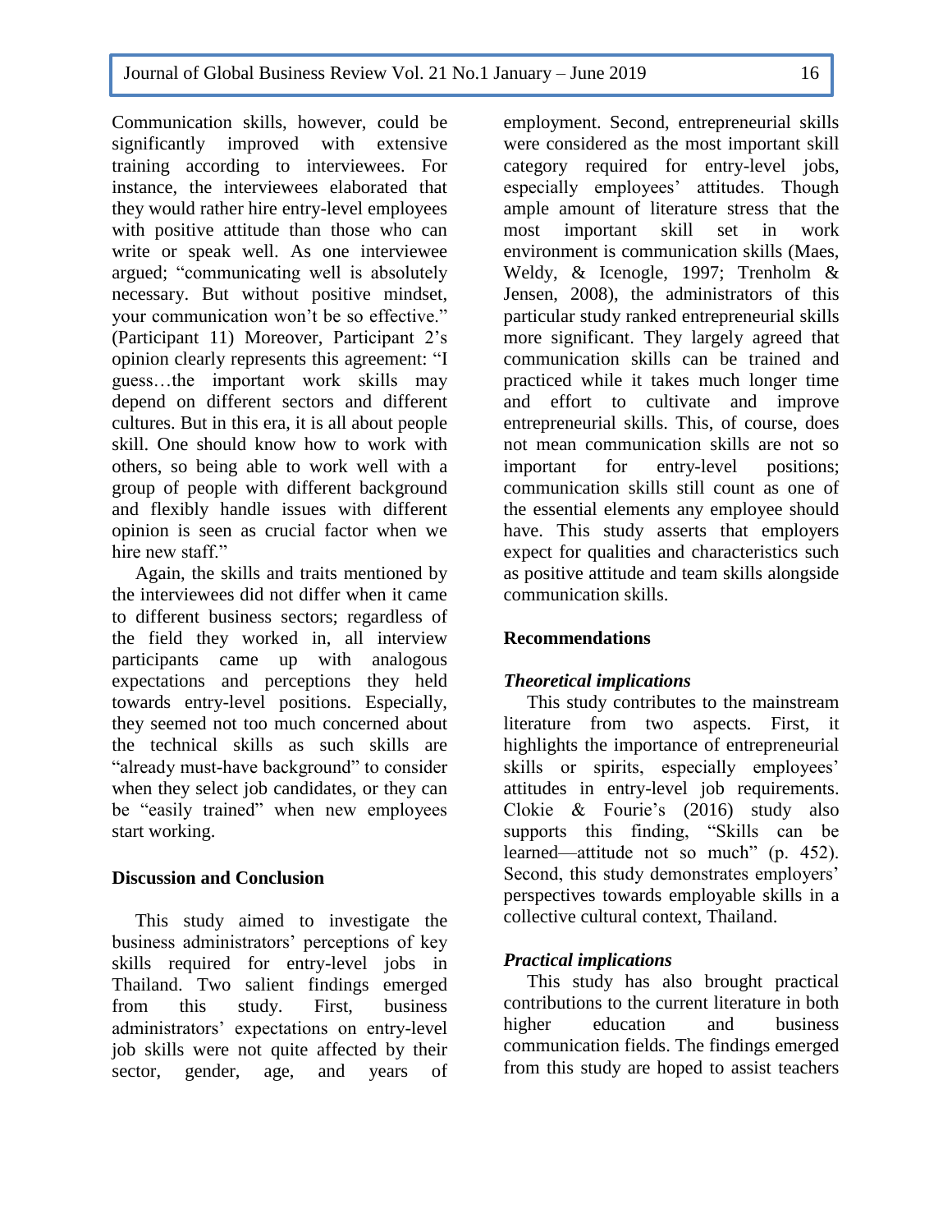Communication skills, however, could be significantly improved with extensive training according to interviewees. For instance, the interviewees elaborated that they would rather hire entry-level employees with positive attitude than those who can write or speak well. As one interviewee argued; "communicating well is absolutely necessary. But without positive mindset, your communication won't be so effective." (Participant 11) Moreover, Participant 2's opinion clearly represents this agreement: "I guess…the important work skills may depend on different sectors and different cultures. But in this era, it is all about people skill. One should know how to work with others, so being able to work well with a group of people with different background and flexibly handle issues with different opinion is seen as crucial factor when we hire new staff."

Again, the skills and traits mentioned by the interviewees did not differ when it came to different business sectors; regardless of the field they worked in, all interview participants came up with analogous expectations and perceptions they held towards entry-level positions. Especially, they seemed not too much concerned about the technical skills as such skills are "already must-have background" to consider when they select job candidates, or they can be "easily trained" when new employees start working.

## Discussion and Conclusion

This study aimed to investigate the business administrators' perceptions of key skills required for entry-level jobs in Thailand. Two salient findings emerged from this study. First, business administrators' expectations on entry-level job skills were not quite affected by their sector, gender, age, and years of employment. Second, entrepreneurial skills were considered as the most important skill category required for entry-level jobs, especially employees' attitudes. Though ample amount of literature stress that the most important skill set in work environment is communication skills (Maes, Weldy, & Icenogle, 1997; Trenholm & Jensen, 2008), the administrators of this particular study ranked entrepreneurial skills more significant. They largely agreed that communication skills can be trained and practiced while it takes much longer time and effort to cultivate and improve entrepreneurial skills. This, of course, does not mean communication skills are not so important for entry-level positions; communication skills still count as one of the essential elements any employee should have. This study asserts that employers expect for qualities and characteristics such as positive attitude and team skills alongside communication skills.

## Recommendations

### *Theoretical implications*

This study contributes to the mainstream literature from two aspects. First, it highlights the importance of entrepreneurial skills or spirits, especially employees' attitudes in entry-level job requirements. Clokie & Fourie's (2016) study also supports this finding, "Skills can be learned—attitude not so much" (p. 452). Second, this study demonstrates employers' perspectives towards employable skills in a collective cultural context, Thailand.

### *Practical implications*

This study has also brought practical contributions to the current literature in both higher education and business communication fields. The findings emerged from this study are hoped to assist teachers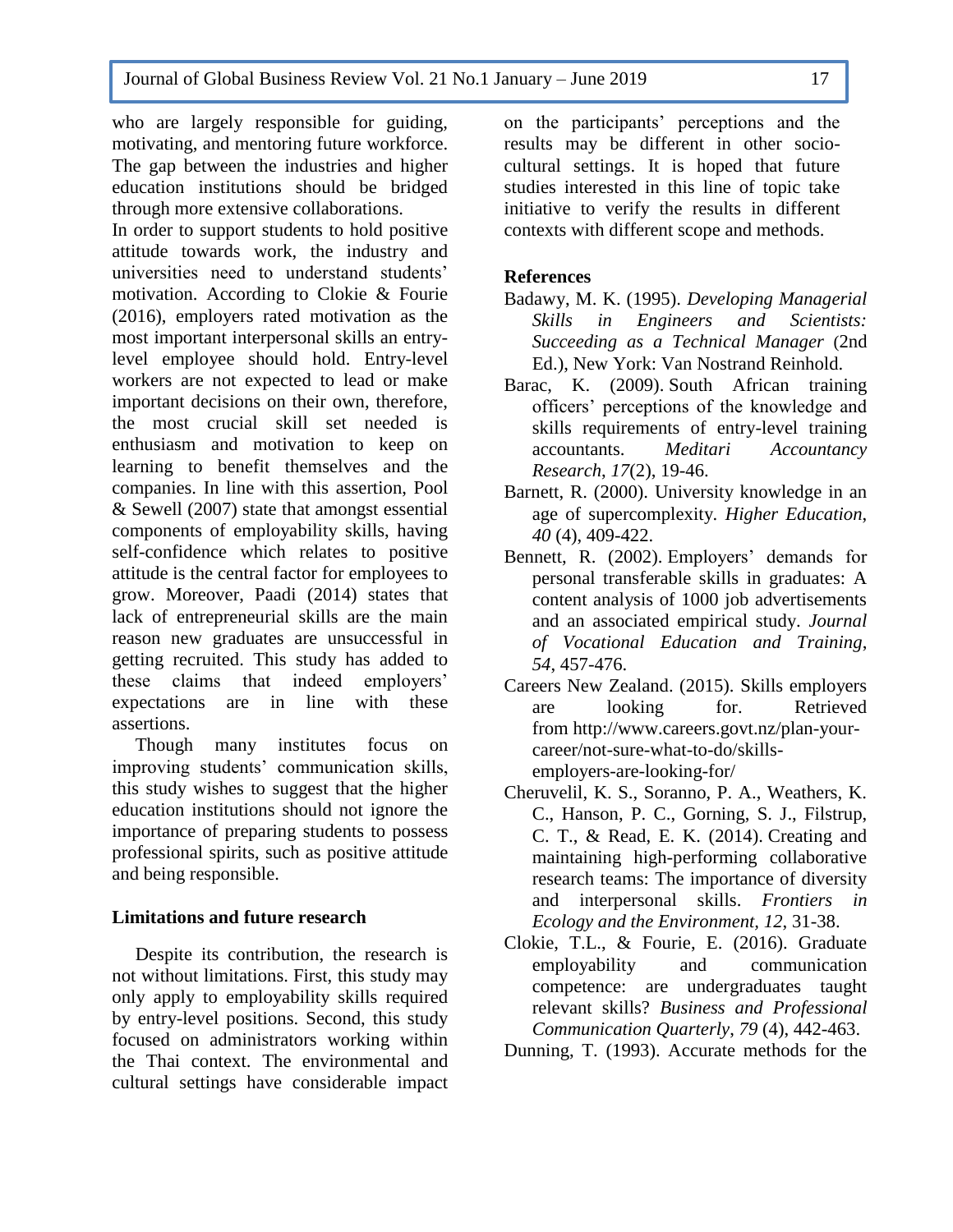who are largely responsible for guiding, motivating, and mentoring future workforce. The gap between the industries and higher education institutions should be bridged through more extensive collaborations.

In order to support students to hold positive attitude towards work, the industry and universities need to understand students' motivation. According to Clokie & Fourie (2016), employers rated motivation as the most important interpersonal skills an entry-level employee should hold. Entry-level workers are not expected to lead or make important decisions on their own, therefore, the most crucial skill set needed is enthusiasm and motivation to keep on learning to benefit themselves and the companies. In line with this assertion, Pool & Sewell (2007) state that amongst essential components of employability skills, having self-confidence which relates to positive attitude is the central factor for employees to grow. Moreover, Paadi (2014) states that lack of entrepreneurial skills are the main reason new graduates are unsuccessful in getting recruited. This study has added to these claims that indeed employers' expectations are in line with these assertions.

Though many institutes focus on improving students' communication skills, this study wishes to suggest that the higher education institutions should not ignore the importance of preparing students to possess professional spirits, such as positive attitude and being responsible.

## Limitations and future research

Despite its contribution, the research is not without limitations. First, this study may only apply to employability skills required by entry-level positions. Second, this study focused on administrators working within the Thai context. The environmental and cultural settings have considerable impact on the participants' perceptions and the results may be different in other socio-cultural settings. It is hoped that future studies interested in this line of topic take initiative to verify the results in different contexts with different scope and methods.

## References

Badawy, M. K. (1995). *Developing Managerial Skills in Engineers and Scientists: Succeeding as a Technical Manager* (2nd Ed.), New York: Van Nostrand Reinhold.

Barac, K. (2009). South African training officers' perceptions of the knowledge and skills requirements of entry-level training accountants. *Meditari Accountancy Research*, *17*(2), 19-46.

Barnett, R. (2000). University knowledge in an age of supercomplexity. *Higher Education*, *40* (4), 409-422.

Bennett, R. (2002). Employers' demands for personal transferable skills in graduates: A content analysis of 1000 job advertisements and an associated empirical study. *Journal of Vocational Education and Training*, *54*, 457-476.

Careers New Zealand. (2015). Skills employers are looking for. Retrieved from http://www.careers.govt.nz/plan-your-career/not-sure-what-to-do/skills-employers-are-looking-for/

Cheruvelil, K. S., Soranno, P. A., Weathers, K. C., Hanson, P. C., Gorning, S. J., Filstrup, C. T., & Read, E. K. (2014). Creating and maintaining high-performing collaborative research teams: The importance of diversity and interpersonal skills. *Frontiers in Ecology and the Environment*, *12*, 31-38.

Clokie, T.L., & Fourie, E. (2016). Graduate employability and communication competence: are undergraduates taught relevant skills? *Business and Professional Communication Quarterly*, *79* (4), 442-463.

Dunning, T. (1993). Accurate methods for the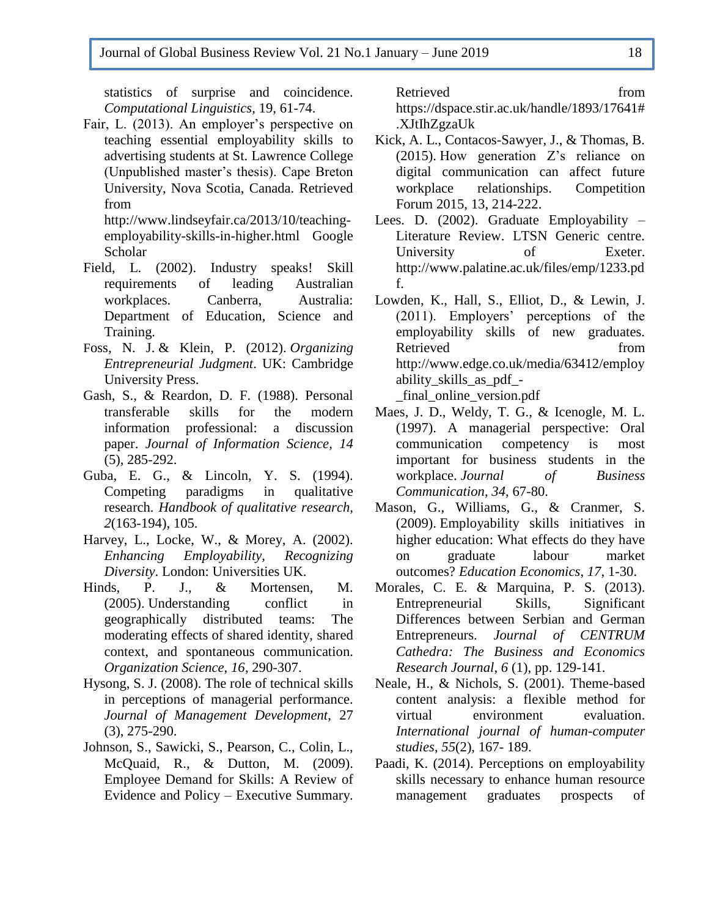statistics of surprise and coincidence. *Computational Linguistics*, 19, 61-74.

Fair, L. (2013). An employer's perspective on teaching essential employability skills to advertising students at St. Lawrence College (Unpublished master's thesis). Cape Breton University, Nova Scotia, Canada. Retrieved from http://www.lindseyfair.ca/2013/10/teaching-employability-skills-in-higher.html Google Scholar

Field, L. (2002). Industry speaks! Skill requirements of leading Australian workplaces. Canberra, Australia: Department of Education, Science and Training.

Foss, N. J. & Klein, P. (2012). *Organizing Entrepreneurial Judgment*. UK: Cambridge University Press.

Gash, S., & Reardon, D. F. (1988). Personal transferable skills for the modern information professional: a discussion paper. *Journal of Information Science*, *14* (5), 285-292.

Guba, E. G., & Lincoln, Y. S. (1994). Competing paradigms in qualitative research. *Handbook of qualitative research*, *2*(163-194), 105.

Harvey, L., Locke, W., & Morey, A. (2002). *Enhancing Employability, Recognizing Diversity*. London: Universities UK.

Hinds, P. J., & Mortensen, M. (2005). Understanding conflict in geographically distributed teams: The moderating effects of shared identity, shared context, and spontaneous communication. *Organization Science*, *16*, 290-307.

Hysong, S. J. (2008). The role of technical skills in perceptions of managerial performance. *Journal of Management Development*, 27 (3), 275-290.

Johnson, S., Sawicki, S., Pearson, C., Colin, L., McQuaid, R., & Dutton, M. (2009). Employee Demand for Skills: A Review of Evidence and Policy – Executive Summary. Retrieved from https://dspace.stir.ac.uk/handle/1893/17641#.XJtIhZgzaUk

Kick, A. L., Contacos-Sawyer, J., & Thomas, B. (2015). How generation Z's reliance on digital communication can affect future workplace relationships. Competition Forum 2015, 13, 214-222.

Lees. D. (2002). Graduate Employability – Literature Review. LTSN Generic centre. University of Exeter. http://www.palatine.ac.uk/files/emp/1233.pdf.

Lowden, K., Hall, S., Elliot, D., & Lewin, J. (2011). Employers' perceptions of the employability skills of new graduates. Retrieved from http://www.edge.co.uk/media/63412/employability_skills_as_pdf_-_final_online_version.pdf

Maes, J. D., Weldy, T. G., & Icenogle, M. L. (1997). A managerial perspective: Oral communication competency is most important for business students in the workplace. *Journal of Business Communication*, *34*, 67-80.

Mason, G., Williams, G., & Cranmer, S. (2009). Employability skills initiatives in higher education: What effects do they have on graduate labour market outcomes? *Education Economics, 17*, 1-30.

Morales, C. E. & Marquina, P. S. (2013). Entrepreneurial Skills, Significant Differences between Serbian and German Entrepreneurs. *Journal of CENTRUM Cathedra: The Business and Economics Research Journal*, *6* (1), pp. 129-141.

Neale, H., & Nichols, S. (2001). Theme-based content analysis: a flexible method for virtual environment evaluation. *International journal of human-computer studies*, *55*(2), 167- 189.

Paadi, K. (2014). Perceptions on employability skills necessary to enhance human resource management graduates prospects of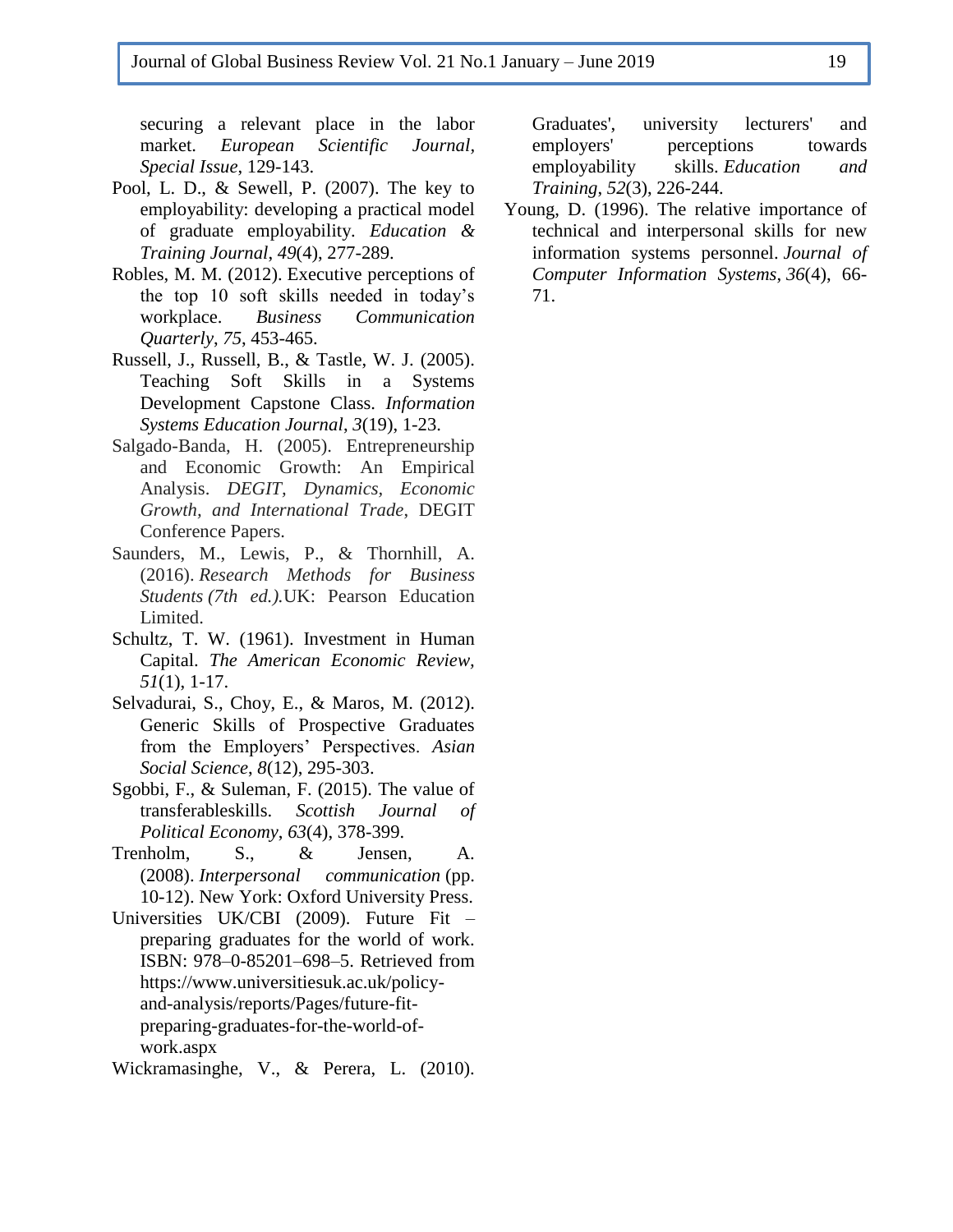securing a relevant place in the labor market. *European Scientific Journal, Special Issue*, 129-143.

Pool, L. D., & Sewell, P. (2007). The key to employability: developing a practical model of graduate employability. *Education & Training Journal*, *49*(4), 277-289.

Robles, M. M. (2012). Executive perceptions of the top 10 soft skills needed in today's workplace. *Business Communication Quarterly*, *75*, 453-465.

Russell, J., Russell, B., & Tastle, W. J. (2005). Teaching Soft Skills in a Systems Development Capstone Class. *Information Systems Education Journal*, *3*(19), 1-23.

Salgado-Banda, H. (2005). Entrepreneurship and Economic Growth: An Empirical Analysis. *DEGIT, Dynamics, Economic Growth, and International Trade*, DEGIT Conference Papers.

Saunders, M., Lewis, P., & Thornhill, A. (2016). *Research Methods for Business Students (7th ed.).*UK: Pearson Education Limited.

Schultz, T. W. (1961). Investment in Human Capital. *The American Economic Review*, *51*(1), 1-17.

Selvadurai, S., Choy, E., & Maros, M. (2012). Generic Skills of Prospective Graduates from the Employers' Perspectives. *Asian Social Science*, *8*(12), 295-303.

Sgobbi, F., & Suleman, F. (2015). The value of transferableskills. *Scottish Journal of Political Economy*, *63*(4), 378-399.

Trenholm, S., & Jensen, A. (2008). *Interpersonal communication* (pp. 10-12). New York: Oxford University Press.

Universities UK/CBI (2009). Future Fit – preparing graduates for the world of work. ISBN: 978–0-85201–698–5. Retrieved from https://www.universitiesuk.ac.uk/policy-and-analysis/reports/Pages/future-fit-preparing-graduates-for-the-world-of-work.aspx

Wickramasinghe, V., & Perera, L. (2010). Graduates', university lecturers' and employers' perceptions towards employability skills. *Education and Training*, *52*(3), 226-244.

Young, D. (1996). The relative importance of technical and interpersonal skills for new information systems personnel. *Journal of Computer Information Systems*, *36*(4), 66-71.